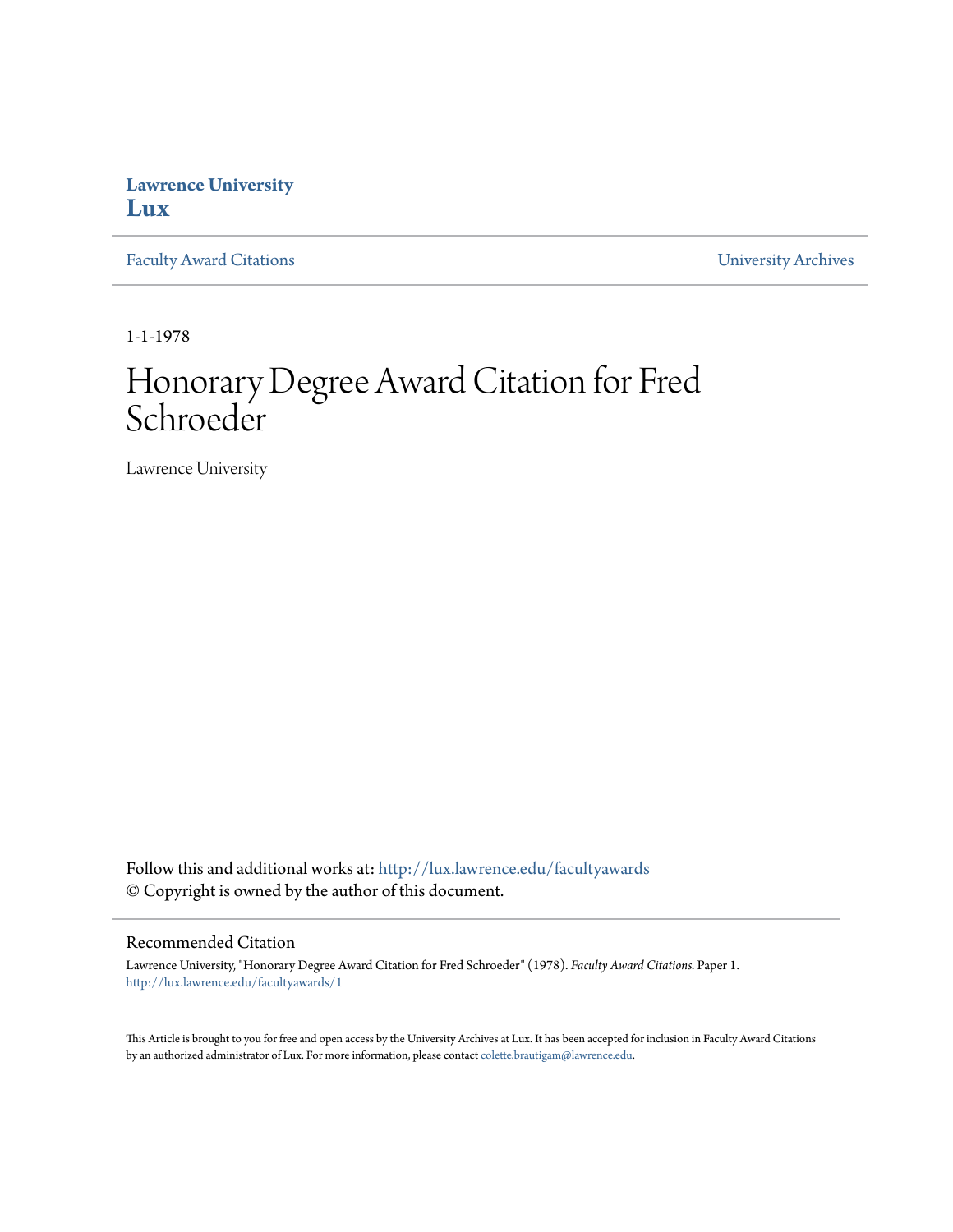**Lawrence University**
**Lux**

Faculty Award Citations | University Archives

1-1-1978

# Honorary Degree Award Citation for Fred Schroeder

Lawrence University

Follow this and additional works at: http://lux.lawrence.edu/facultyawards
© Copyright is owned by the author of this document.

## Recommended Citation

Lawrence University, "Honorary Degree Award Citation for Fred Schroeder" (1978). *Faculty Award Citations.* Paper 1.
http://lux.lawrence.edu/facultyawards/1

This Article is brought to you for free and open access by the University Archives at Lux. It has been accepted for inclusion in Faculty Award Citations by an authorized administrator of Lux. For more information, please contact colette.brautigam@lawrence.edu.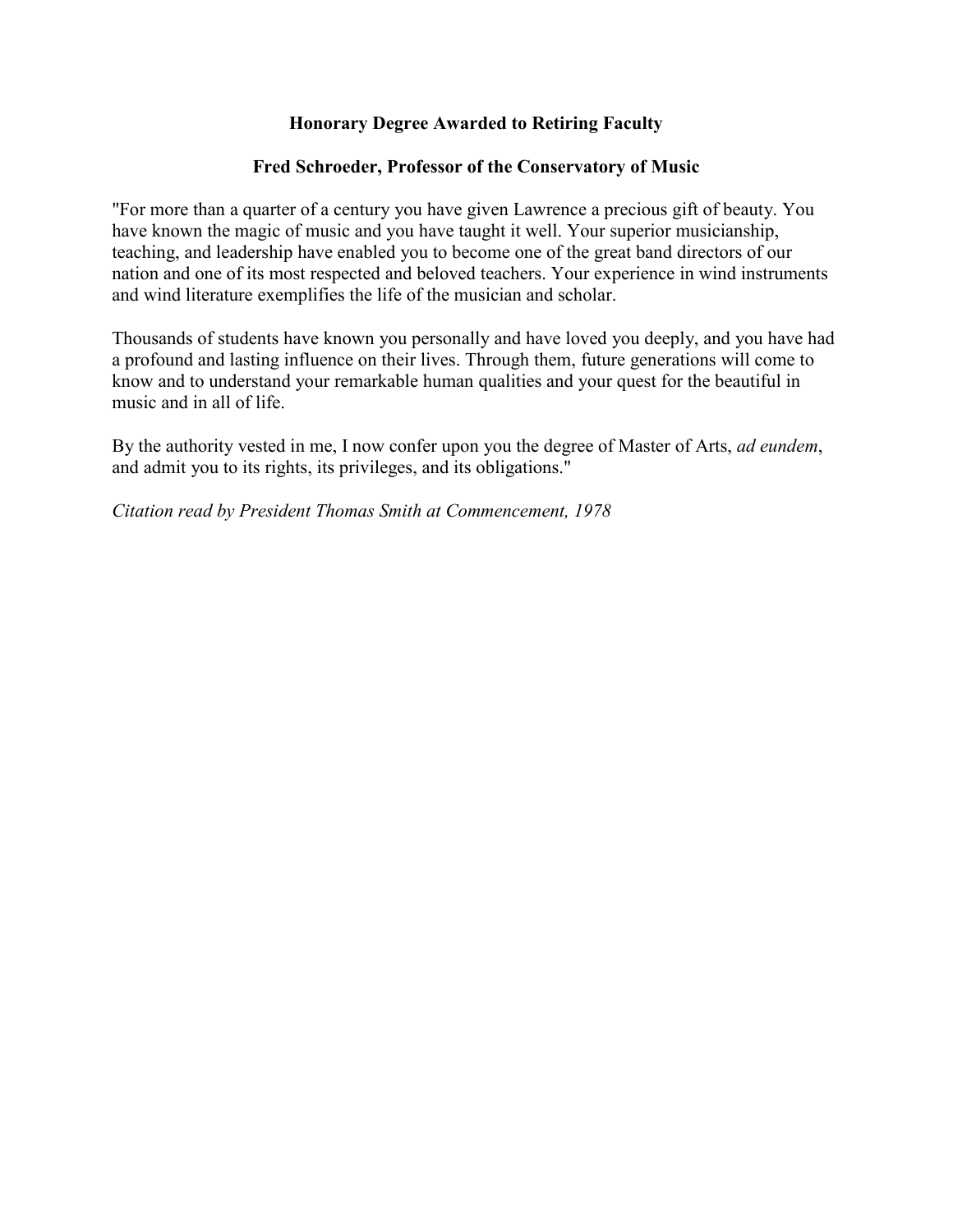**Honorary Degree Awarded to Retiring Faculty**

**Fred Schroeder, Professor of the Conservatory of Music**

"For more than a quarter of a century you have given Lawrence a precious gift of beauty. You have known the magic of music and you have taught it well. Your superior musicianship, teaching, and leadership have enabled you to become one of the great band directors of our nation and one of its most respected and beloved teachers. Your experience in wind instruments and wind literature exemplifies the life of the musician and scholar.

Thousands of students have known you personally and have loved you deeply, and you have had a profound and lasting influence on their lives. Through them, future generations will come to know and to understand your remarkable human qualities and your quest for the beautiful in music and in all of life.

By the authority vested in me, I now confer upon you the degree of Master of Arts, *ad eundem*, and admit you to its rights, its privileges, and its obligations."

*Citation read by President Thomas Smith at Commencement, 1978*